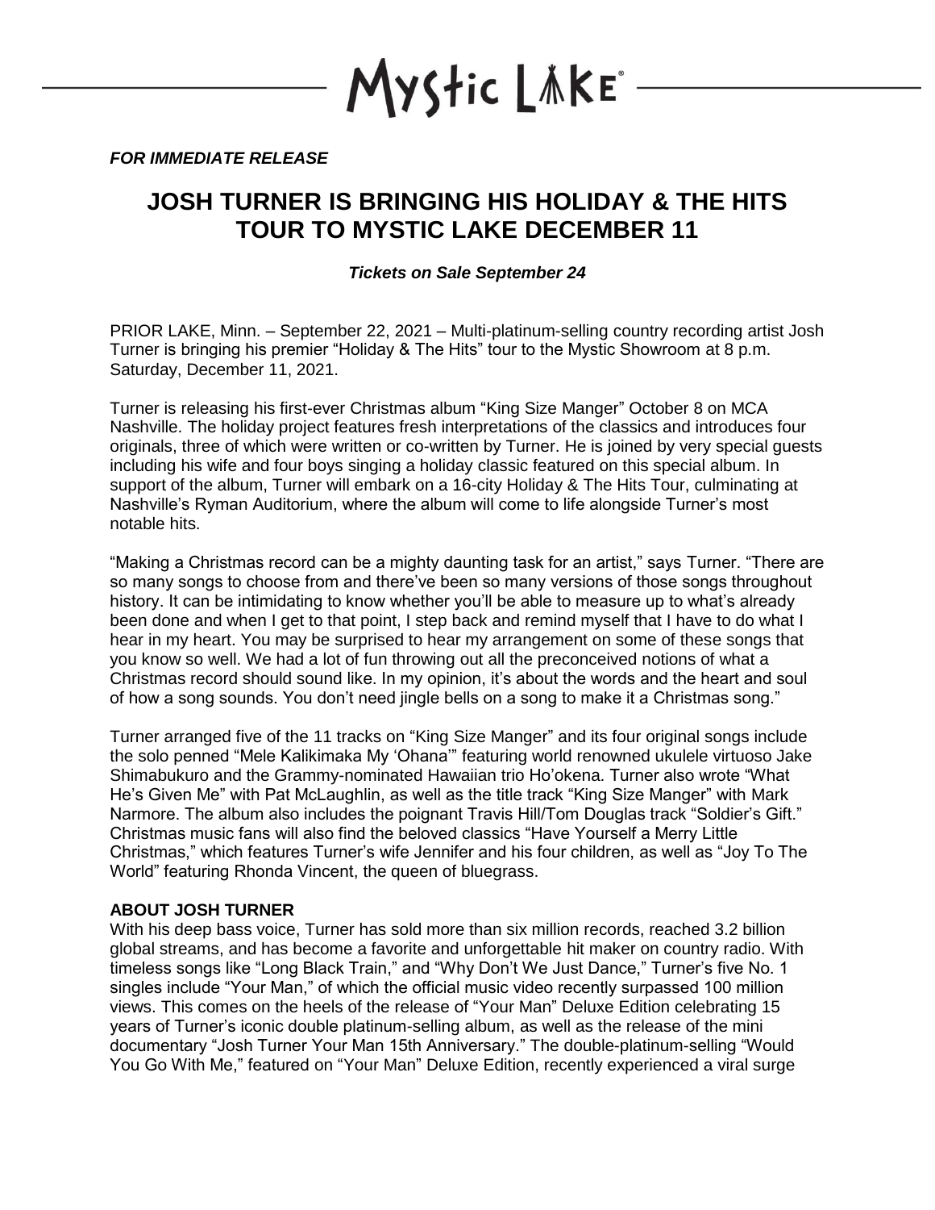Mystic Lake

*FOR IMMEDIATE RELEASE*

# JOSH TURNER IS BRINGING HIS HOLIDAY & THE HITS TOUR TO MYSTIC LAKE DECEMBER 11

***Tickets on Sale September 24***

PRIOR LAKE, Minn. – September 22, 2021 – Multi-platinum-selling country recording artist Josh Turner is bringing his premier "Holiday & The Hits" tour to the Mystic Showroom at 8 p.m. Saturday, December 11, 2021.

Turner is releasing his first-ever Christmas album "King Size Manger" October 8 on MCA Nashville. The holiday project features fresh interpretations of the classics and introduces four originals, three of which were written or co-written by Turner. He is joined by very special guests including his wife and four boys singing a holiday classic featured on this special album. In support of the album, Turner will embark on a 16-city Holiday & The Hits Tour, culminating at Nashville's Ryman Auditorium, where the album will come to life alongside Turner's most notable hits.

"Making a Christmas record can be a mighty daunting task for an artist," says Turner. "There are so many songs to choose from and there've been so many versions of those songs throughout history. It can be intimidating to know whether you'll be able to measure up to what's already been done and when I get to that point, I step back and remind myself that I have to do what I hear in my heart. You may be surprised to hear my arrangement on some of these songs that you know so well. We had a lot of fun throwing out all the preconceived notions of what a Christmas record should sound like. In my opinion, it's about the words and the heart and soul of how a song sounds. You don't need jingle bells on a song to make it a Christmas song."

Turner arranged five of the 11 tracks on "King Size Manger" and its four original songs include the solo penned "Mele Kalikimaka My 'Ohana'" featuring world renowned ukulele virtuoso Jake Shimabukuro and the Grammy-nominated Hawaiian trio Ho'okena. Turner also wrote "What He's Given Me" with Pat McLaughlin, as well as the title track "King Size Manger" with Mark Narmore. The album also includes the poignant Travis Hill/Tom Douglas track "Soldier's Gift." Christmas music fans will also find the beloved classics "Have Yourself a Merry Little Christmas," which features Turner's wife Jennifer and his four children, as well as "Joy To The World" featuring Rhonda Vincent, the queen of bluegrass.

**ABOUT JOSH TURNER**

With his deep bass voice, Turner has sold more than six million records, reached 3.2 billion global streams, and has become a favorite and unforgettable hit maker on country radio. With timeless songs like "Long Black Train," and "Why Don't We Just Dance," Turner's five No. 1 singles include "Your Man," of which the official music video recently surpassed 100 million views. This comes on the heels of the release of "Your Man" Deluxe Edition celebrating 15 years of Turner's iconic double platinum-selling album, as well as the release of the mini documentary "Josh Turner Your Man 15th Anniversary." The double-platinum-selling "Would You Go With Me," featured on "Your Man" Deluxe Edition, recently experienced a viral surge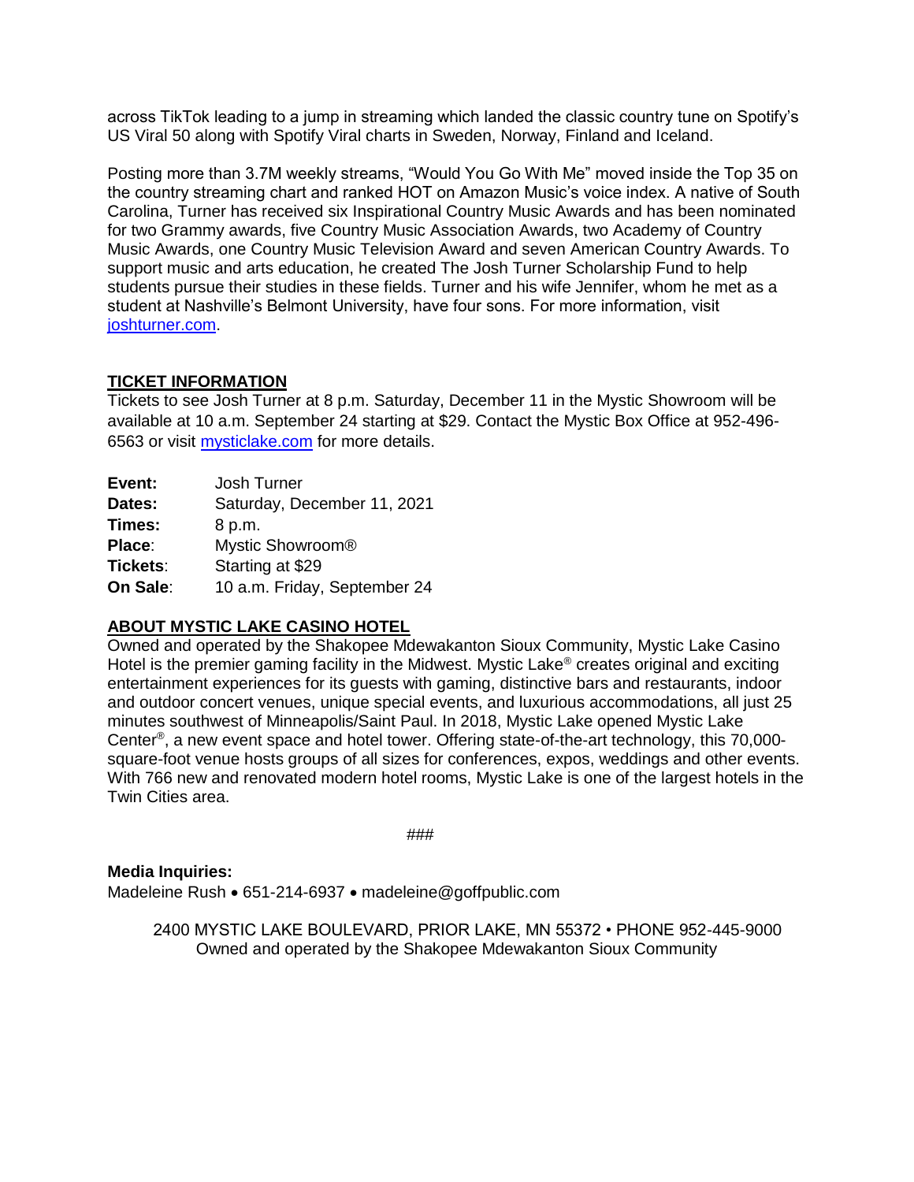across TikTok leading to a jump in streaming which landed the classic country tune on Spotify's US Viral 50 along with Spotify Viral charts in Sweden, Norway, Finland and Iceland.

Posting more than 3.7M weekly streams, "Would You Go With Me" moved inside the Top 35 on the country streaming chart and ranked HOT on Amazon Music's voice index. A native of South Carolina, Turner has received six Inspirational Country Music Awards and has been nominated for two Grammy awards, five Country Music Association Awards, two Academy of Country Music Awards, one Country Music Television Award and seven American Country Awards. To support music and arts education, he created The Josh Turner Scholarship Fund to help students pursue their studies in these fields. Turner and his wife Jennifer, whom he met as a student at Nashville's Belmont University, have four sons. For more information, visit [joshturner.com](joshturner.com).

**TICKET INFORMATION**

Tickets to see Josh Turner at 8 p.m. Saturday, December 11 in the Mystic Showroom will be available at 10 a.m. September 24 starting at $29. Contact the Mystic Box Office at 952-496-6563 or visit [mysticlake.com](mysticlake.com) for more details.

| | |
|---|---|
| **Event:** | Josh Turner |
| **Dates:** | Saturday, December 11, 2021 |
| **Times:** | 8 p.m. |
| **Place:** | Mystic Showroom® |
| **Tickets:** | Starting at $29 |
| **On Sale:** | 10 a.m. Friday, September 24 |

**ABOUT MYSTIC LAKE CASINO HOTEL**

Owned and operated by the Shakopee Mdewakanton Sioux Community, Mystic Lake Casino Hotel is the premier gaming facility in the Midwest. Mystic Lake® creates original and exciting entertainment experiences for its guests with gaming, distinctive bars and restaurants, indoor and outdoor concert venues, unique special events, and luxurious accommodations, all just 25 minutes southwest of Minneapolis/Saint Paul. In 2018, Mystic Lake opened Mystic Lake Center®, a new event space and hotel tower. Offering state-of-the-art technology, this 70,000-square-foot venue hosts groups of all sizes for conferences, expos, weddings and other events. With 766 new and renovated modern hotel rooms, Mystic Lake is one of the largest hotels in the Twin Cities area.

###

**Media Inquiries:**

Madeleine Rush • 651-214-6937 • madeleine@goffpublic.com

2400 MYSTIC LAKE BOULEVARD, PRIOR LAKE, MN 55372 • PHONE 952-445-9000
Owned and operated by the Shakopee Mdewakanton Sioux Community